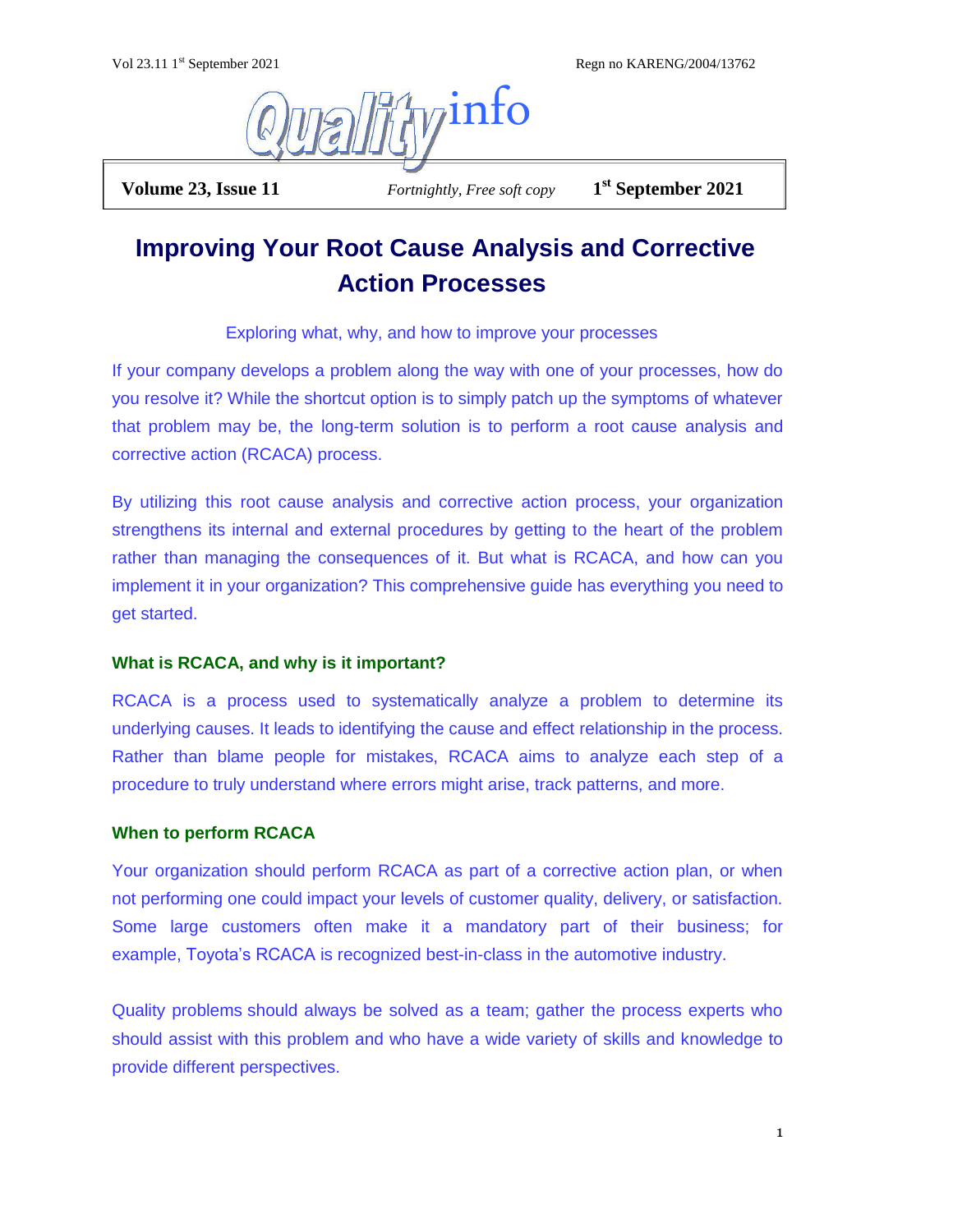# Quality info

**Volume 23, Issue 11** *Fortnightly, Free soft copy* **1st September 2021**

## Improving Your Root Cause Analysis and Corrective Action Processes

Exploring what, why, and how to improve your processes

If your company develops a problem along the way with one of your processes, how do you resolve it? While the shortcut option is to simply patch up the symptoms of whatever that problem may be, the long-term solution is to perform a root cause analysis and corrective action (RCACA) process.

By utilizing this root cause analysis and corrective action process, your organization strengthens its internal and external procedures by getting to the heart of the problem rather than managing the consequences of it. But what is RCACA, and how can you implement it in your organization? This comprehensive guide has everything you need to get started.

### What is RCACA, and why is it important?

RCACA is a process used to systematically analyze a problem to determine its underlying causes. It leads to identifying the cause and effect relationship in the process. Rather than blame people for mistakes, RCACA aims to analyze each step of a procedure to truly understand where errors might arise, track patterns, and more.

### When to perform RCACA

Your organization should perform RCACA as part of a corrective action plan, or when not performing one could impact your levels of customer quality, delivery, or satisfaction. Some large customers often make it a mandatory part of their business; for example, Toyota's RCACA is recognized best-in-class in the automotive industry.

Quality problems should always be solved as a team; gather the process experts who should assist with this problem and who have a wide variety of skills and knowledge to provide different perspectives.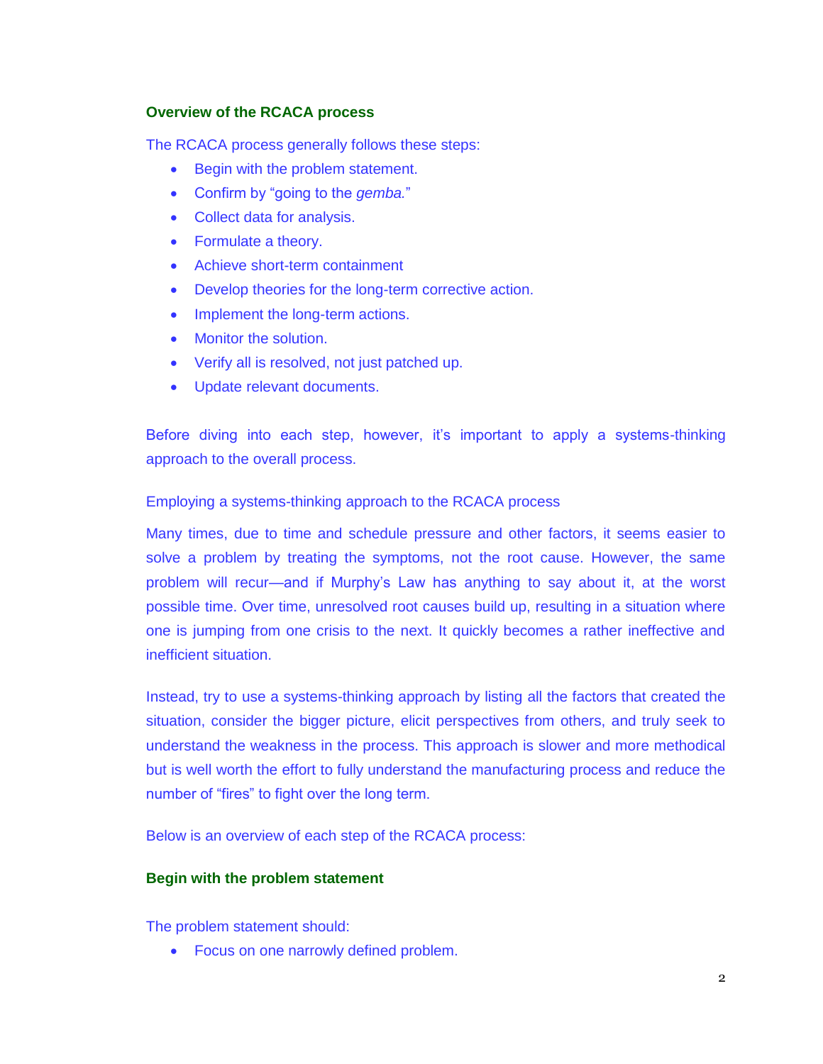## Overview of the RCACA process

The RCACA process generally follows these steps:

- Begin with the problem statement.
- Confirm by "going to the *gemba.*"
- Collect data for analysis.
- Formulate a theory.
- Achieve short-term containment
- Develop theories for the long-term corrective action.
- Implement the long-term actions.
- Monitor the solution.
- Verify all is resolved, not just patched up.
- Update relevant documents.

Before diving into each step, however, it's important to apply a systems-thinking approach to the overall process.

Employing a systems-thinking approach to the RCACA process

Many times, due to time and schedule pressure and other factors, it seems easier to solve a problem by treating the symptoms, not the root cause. However, the same problem will recur—and if Murphy's Law has anything to say about it, at the worst possible time. Over time, unresolved root causes build up, resulting in a situation where one is jumping from one crisis to the next. It quickly becomes a rather ineffective and inefficient situation.

Instead, try to use a systems-thinking approach by listing all the factors that created the situation, consider the bigger picture, elicit perspectives from others, and truly seek to understand the weakness in the process. This approach is slower and more methodical but is well worth the effort to fully understand the manufacturing process and reduce the number of "fires" to fight over the long term.

Below is an overview of each step of the RCACA process:

## Begin with the problem statement

The problem statement should:

- Focus on one narrowly defined problem.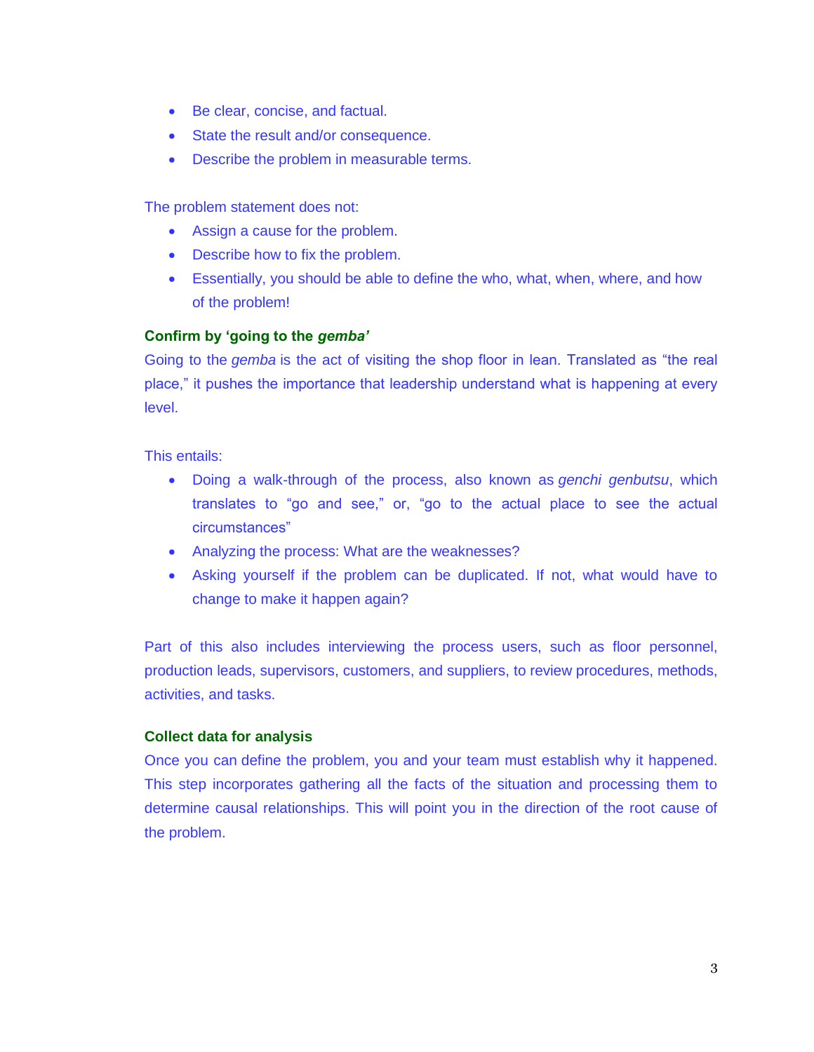- Be clear, concise, and factual.
- State the result and/or consequence.
- Describe the problem in measurable terms.

The problem statement does not:

- Assign a cause for the problem.
- Describe how to fix the problem.
- Essentially, you should be able to define the who, what, when, where, and how of the problem!

### Confirm by 'going to the *gemba*'

Going to the *gemba* is the act of visiting the shop floor in lean. Translated as "the real place," it pushes the importance that leadership understand what is happening at every level.

This entails:

- Doing a walk-through of the process, also known as *genchi genbutsu*, which translates to "go and see," or, "go to the actual place to see the actual circumstances"
- Analyzing the process: What are the weaknesses?
- Asking yourself if the problem can be duplicated. If not, what would have to change to make it happen again?

Part of this also includes interviewing the process users, such as floor personnel, production leads, supervisors, customers, and suppliers, to review procedures, methods, activities, and tasks.

### Collect data for analysis

Once you can define the problem, you and your team must establish why it happened. This step incorporates gathering all the facts of the situation and processing them to determine causal relationships. This will point you in the direction of the root cause of the problem.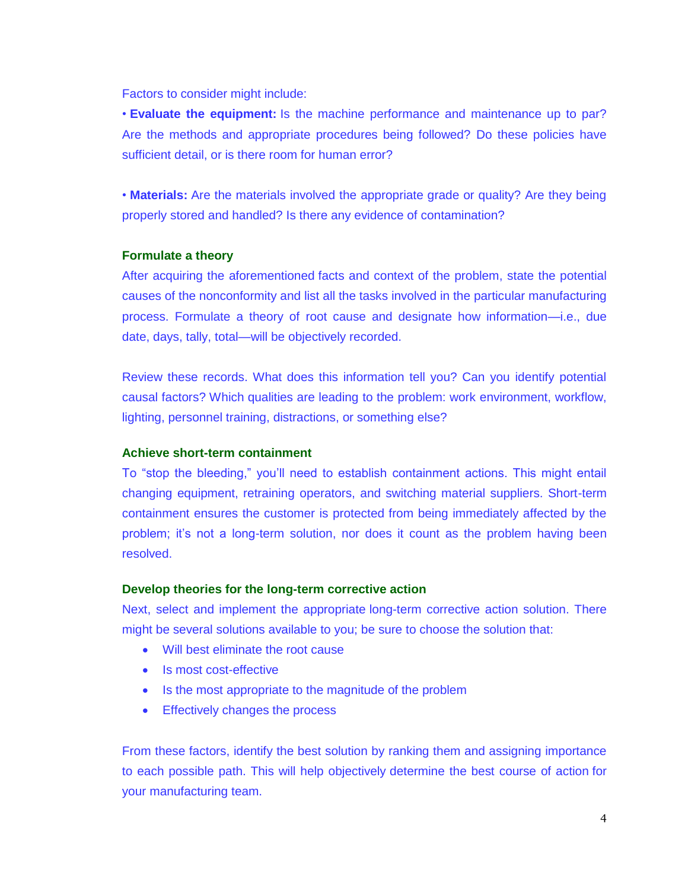Factors to consider might include:

• **Evaluate the equipment:** Is the machine performance and maintenance up to par? Are the methods and appropriate procedures being followed? Do these policies have sufficient detail, or is there room for human error?

• **Materials:** Are the materials involved the appropriate grade or quality? Are they being properly stored and handled? Is there any evidence of contamination?

### Formulate a theory

After acquiring the aforementioned facts and context of the problem, state the potential causes of the nonconformity and list all the tasks involved in the particular manufacturing process. Formulate a theory of root cause and designate how information—i.e., due date, days, tally, total—will be objectively recorded.

Review these records. What does this information tell you? Can you identify potential causal factors? Which qualities are leading to the problem: work environment, workflow, lighting, personnel training, distractions, or something else?

### Achieve short-term containment

To "stop the bleeding," you'll need to establish containment actions. This might entail changing equipment, retraining operators, and switching material suppliers. Short-term containment ensures the customer is protected from being immediately affected by the problem; it's not a long-term solution, nor does it count as the problem having been resolved.

### Develop theories for the long-term corrective action

Next, select and implement the appropriate long-term corrective action solution. There might be several solutions available to you; be sure to choose the solution that:

- Will best eliminate the root cause
- Is most cost-effective
- Is the most appropriate to the magnitude of the problem
- Effectively changes the process

From these factors, identify the best solution by ranking them and assigning importance to each possible path. This will help objectively determine the best course of action for your manufacturing team.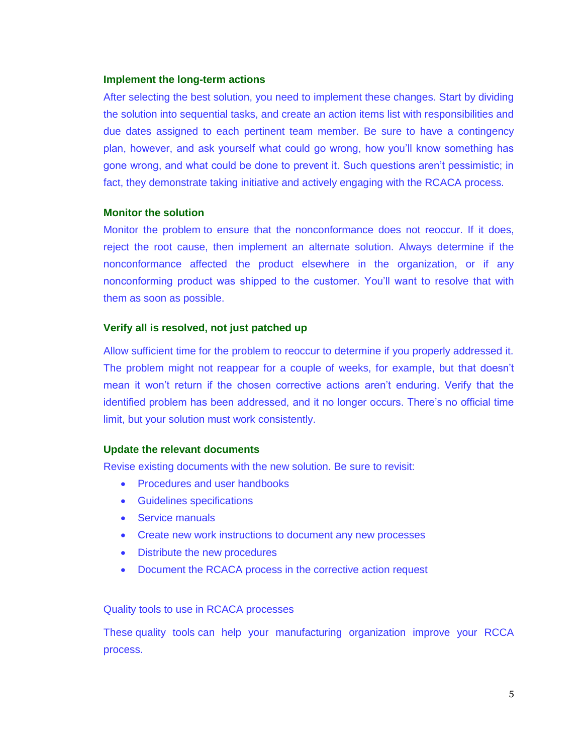### Implement the long-term actions

After selecting the best solution, you need to implement these changes. Start by dividing the solution into sequential tasks, and create an action items list with responsibilities and due dates assigned to each pertinent team member. Be sure to have a contingency plan, however, and ask yourself what could go wrong, how you'll know something has gone wrong, and what could be done to prevent it. Such questions aren't pessimistic; in fact, they demonstrate taking initiative and actively engaging with the RCACA process.

### Monitor the solution

Monitor the problem to ensure that the nonconformance does not reoccur. If it does, reject the root cause, then implement an alternate solution. Always determine if the nonconformance affected the product elsewhere in the organization, or if any nonconforming product was shipped to the customer. You'll want to resolve that with them as soon as possible.

### Verify all is resolved, not just patched up

Allow sufficient time for the problem to reoccur to determine if you properly addressed it. The problem might not reappear for a couple of weeks, for example, but that doesn't mean it won't return if the chosen corrective actions aren't enduring. Verify that the identified problem has been addressed, and it no longer occurs. There's no official time limit, but your solution must work consistently.

### Update the relevant documents

Revise existing documents with the new solution. Be sure to revisit:

- Procedures and user handbooks
- Guidelines specifications
- Service manuals
- Create new work instructions to document any new processes
- Distribute the new procedures
- Document the RCACA process in the corrective action request

Quality tools to use in RCACA processes

These quality tools can help your manufacturing organization improve your RCCA process.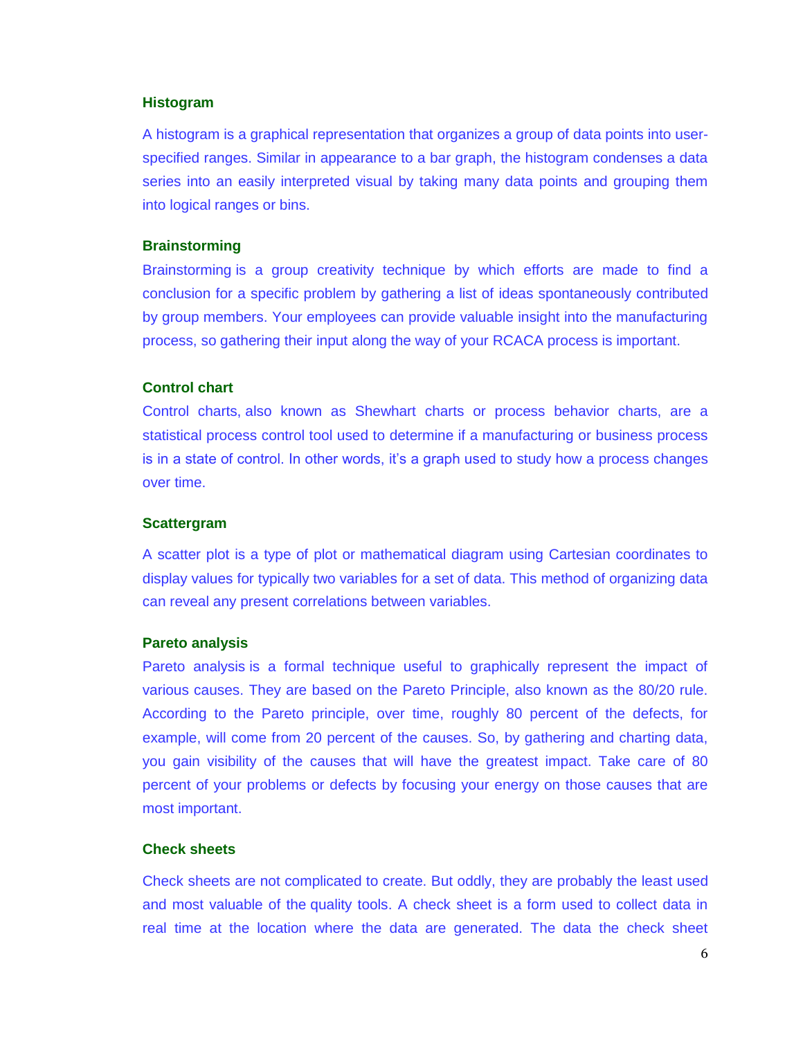### Histogram

A histogram is a graphical representation that organizes a group of data points into user-specified ranges. Similar in appearance to a bar graph, the histogram condenses a data series into an easily interpreted visual by taking many data points and grouping them into logical ranges or bins.

### Brainstorming

Brainstorming is a group creativity technique by which efforts are made to find a conclusion for a specific problem by gathering a list of ideas spontaneously contributed by group members. Your employees can provide valuable insight into the manufacturing process, so gathering their input along the way of your RCACA process is important.

### Control chart

Control charts, also known as Shewhart charts or process behavior charts, are a statistical process control tool used to determine if a manufacturing or business process is in a state of control. In other words, it's a graph used to study how a process changes over time.

### Scattergram

A scatter plot is a type of plot or mathematical diagram using Cartesian coordinates to display values for typically two variables for a set of data. This method of organizing data can reveal any present correlations between variables.

### Pareto analysis

Pareto analysis is a formal technique useful to graphically represent the impact of various causes. They are based on the Pareto Principle, also known as the 80/20 rule. According to the Pareto principle, over time, roughly 80 percent of the defects, for example, will come from 20 percent of the causes. So, by gathering and charting data, you gain visibility of the causes that will have the greatest impact. Take care of 80 percent of your problems or defects by focusing your energy on those causes that are most important.

### Check sheets

Check sheets are not complicated to create. But oddly, they are probably the least used and most valuable of the quality tools. A check sheet is a form used to collect data in real time at the location where the data are generated. The data the check sheet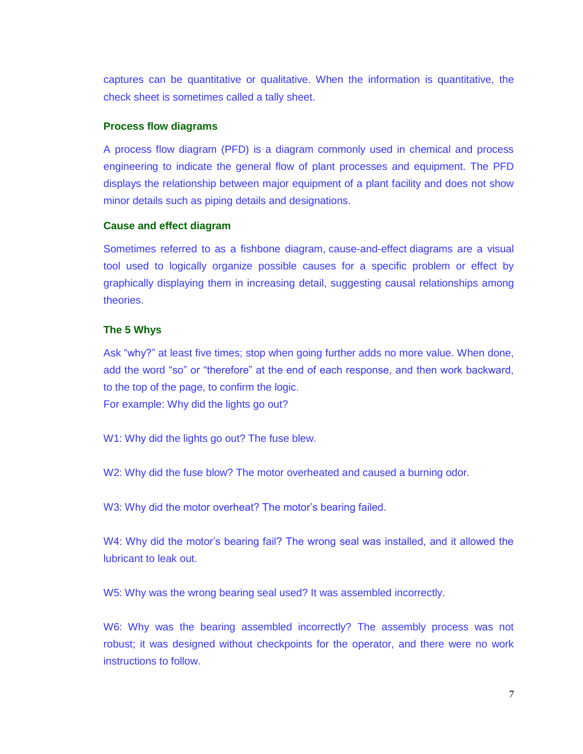captures can be quantitative or qualitative. When the information is quantitative, the check sheet is sometimes called a tally sheet.

### Process flow diagrams

A process flow diagram (PFD) is a diagram commonly used in chemical and process engineering to indicate the general flow of plant processes and equipment. The PFD displays the relationship between major equipment of a plant facility and does not show minor details such as piping details and designations.

### Cause and effect diagram

Sometimes referred to as a fishbone diagram, cause-and-effect diagrams are a visual tool used to logically organize possible causes for a specific problem or effect by graphically displaying them in increasing detail, suggesting causal relationships among theories.

### The 5 Whys

Ask "why?" at least five times; stop when going further adds no more value. When done, add the word "so" or "therefore" at the end of each response, and then work backward, to the top of the page, to confirm the logic.
For example: Why did the lights go out?

W1: Why did the lights go out? The fuse blew.

W2: Why did the fuse blow? The motor overheated and caused a burning odor.

W3: Why did the motor overheat? The motor's bearing failed.

W4: Why did the motor's bearing fail? The wrong seal was installed, and it allowed the lubricant to leak out.

W5: Why was the wrong bearing seal used? It was assembled incorrectly.

W6: Why was the bearing assembled incorrectly? The assembly process was not robust; it was designed without checkpoints for the operator, and there were no work instructions to follow.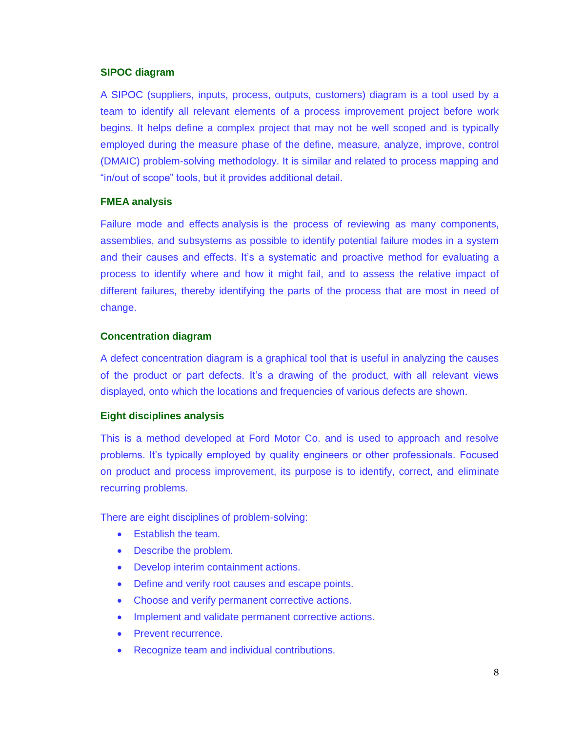### SIPOC diagram

A SIPOC (suppliers, inputs, process, outputs, customers) diagram is a tool used by a team to identify all relevant elements of a process improvement project before work begins. It helps define a complex project that may not be well scoped and is typically employed during the measure phase of the define, measure, analyze, improve, control (DMAIC) problem-solving methodology. It is similar and related to process mapping and "in/out of scope" tools, but it provides additional detail.

### FMEA analysis

Failure mode and effects analysis is the process of reviewing as many components, assemblies, and subsystems as possible to identify potential failure modes in a system and their causes and effects. It's a systematic and proactive method for evaluating a process to identify where and how it might fail, and to assess the relative impact of different failures, thereby identifying the parts of the process that are most in need of change.

### Concentration diagram

A defect concentration diagram is a graphical tool that is useful in analyzing the causes of the product or part defects. It's a drawing of the product, with all relevant views displayed, onto which the locations and frequencies of various defects are shown.

### Eight disciplines analysis

This is a method developed at Ford Motor Co. and is used to approach and resolve problems. It's typically employed by quality engineers or other professionals. Focused on product and process improvement, its purpose is to identify, correct, and eliminate recurring problems.

There are eight disciplines of problem-solving:

- Establish the team.
- Describe the problem.
- Develop interim containment actions.
- Define and verify root causes and escape points.
- Choose and verify permanent corrective actions.
- Implement and validate permanent corrective actions.
- Prevent recurrence.
- Recognize team and individual contributions.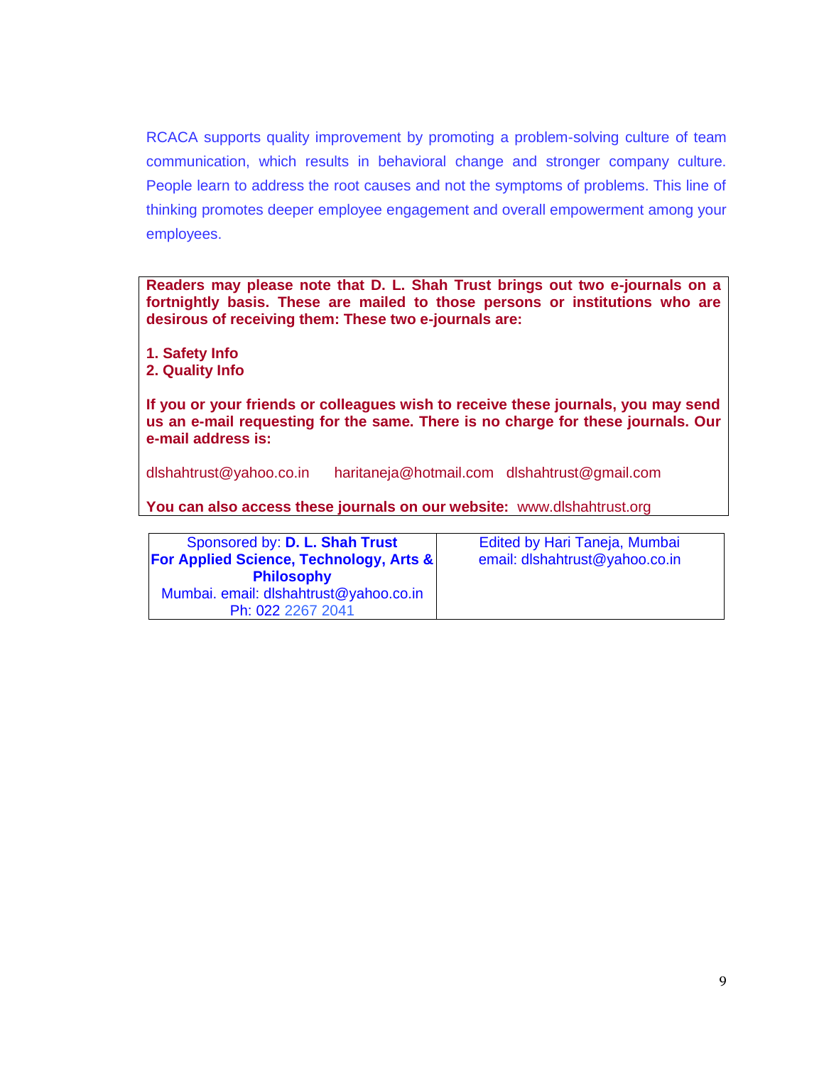RCACA supports quality improvement by promoting a problem-solving culture of team communication, which results in behavioral change and stronger company culture. People learn to address the root causes and not the symptoms of problems. This line of thinking promotes deeper employee engagement and overall empowerment among your employees.

**Readers may please note that D. L. Shah Trust brings out two e-journals on a fortnightly basis. These are mailed to those persons or institutions who are desirous of receiving them: These two e-journals are:**

**1. Safety Info**
**2. Quality Info**

**If you or your friends or colleagues wish to receive these journals, you may send us an e-mail requesting for the same. There is no charge for these journals. Our e-mail address is:**

dlshahtrust@yahoo.co.in haritaneja@hotmail.com dlshahtrust@gmail.com

**You can also access these journals on our website:** www.dlshahtrust.org

| | |
|---|---|
| Sponsored by: **D. L. Shah Trust For Applied Science, Technology, Arts & Philosophy** Mumbai. email: dlshahtrust@yahoo.co.in Ph: 022 2267 2041 | Edited by Hari Taneja, Mumbai email: dlshahtrust@yahoo.co.in |